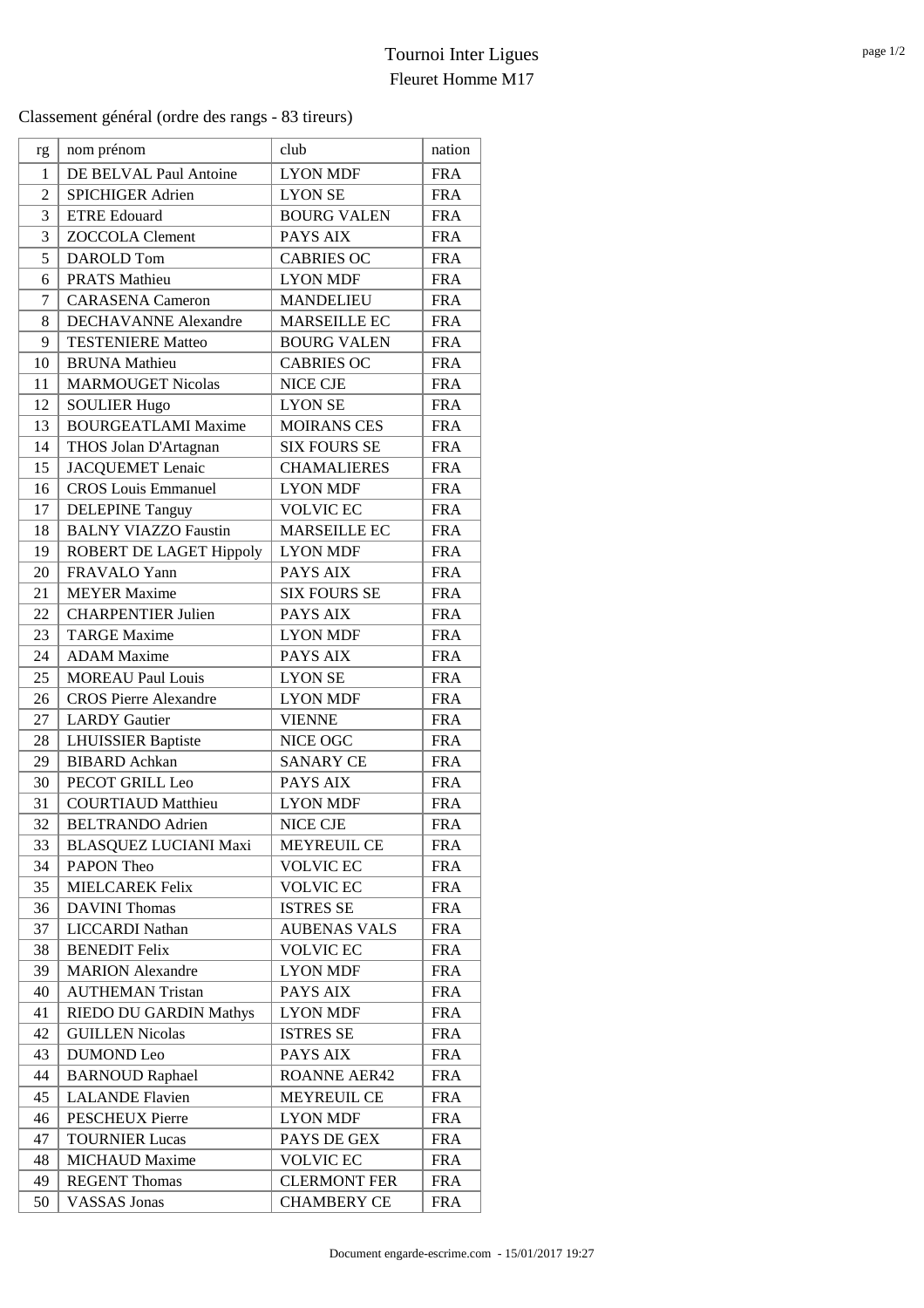# Tournoi Inter Ligues

## Fleuret Homme M17

Classement général (ordre des rangs - 83 tireurs)

| rg | nom prénom | club | nation |
|---|---|---|---|
| 1 | DE BELVAL Paul Antoine | LYON MDF | FRA |
| 2 | SPICHIGER Adrien | LYON SE | FRA |
| 3 | ETRE Edouard | BOURG VALEN | FRA |
| 3 | ZOCCOLA Clement | PAYS AIX | FRA |
| 5 | DAROLD Tom | CABRIES OC | FRA |
| 6 | PRATS Mathieu | LYON MDF | FRA |
| 7 | CARASENA Cameron | MANDELIEU | FRA |
| 8 | DECHAVANNE Alexandre | MARSEILLE EC | FRA |
| 9 | TESTENIERE Matteo | BOURG VALEN | FRA |
| 10 | BRUNA Mathieu | CABRIES OC | FRA |
| 11 | MARMOUGET Nicolas | NICE CJE | FRA |
| 12 | SOULIER Hugo | LYON SE | FRA |
| 13 | BOURGEATLAMI Maxime | MOIRANS CES | FRA |
| 14 | THOS Jolan D'Artagnan | SIX FOURS SE | FRA |
| 15 | JACQUEMET Lenaic | CHAMALIERES | FRA |
| 16 | CROS Louis Emmanuel | LYON MDF | FRA |
| 17 | DELEPINE Tanguy | VOLVIC EC | FRA |
| 18 | BALNY VIAZZO Faustin | MARSEILLE EC | FRA |
| 19 | ROBERT DE LAGET Hippoly | LYON MDF | FRA |
| 20 | FRAVALO Yann | PAYS AIX | FRA |
| 21 | MEYER Maxime | SIX FOURS SE | FRA |
| 22 | CHARPENTIER Julien | PAYS AIX | FRA |
| 23 | TARGE Maxime | LYON MDF | FRA |
| 24 | ADAM Maxime | PAYS AIX | FRA |
| 25 | MOREAU Paul Louis | LYON SE | FRA |
| 26 | CROS Pierre Alexandre | LYON MDF | FRA |
| 27 | LARDY Gautier | VIENNE | FRA |
| 28 | LHUISSIER Baptiste | NICE OGC | FRA |
| 29 | BIBARD Achkan | SANARY CE | FRA |
| 30 | PECOT GRILL Leo | PAYS AIX | FRA |
| 31 | COURTIAUD Matthieu | LYON MDF | FRA |
| 32 | BELTRANDO Adrien | NICE CJE | FRA |
| 33 | BLASQUEZ LUCIANI Maxi | MEYREUIL CE | FRA |
| 34 | PAPON Theo | VOLVIC EC | FRA |
| 35 | MIELCAREK Felix | VOLVIC EC | FRA |
| 36 | DAVINI Thomas | ISTRES SE | FRA |
| 37 | LICCARDI Nathan | AUBENAS VALS | FRA |
| 38 | BENEDIT Felix | VOLVIC EC | FRA |
| 39 | MARION Alexandre | LYON MDF | FRA |
| 40 | AUTHEMAN Tristan | PAYS AIX | FRA |
| 41 | RIEDO DU GARDIN Mathys | LYON MDF | FRA |
| 42 | GUILLEN Nicolas | ISTRES SE | FRA |
| 43 | DUMOND Leo | PAYS AIX | FRA |
| 44 | BARNOUD Raphael | ROANNE AER42 | FRA |
| 45 | LALANDE Flavien | MEYREUIL CE | FRA |
| 46 | PESCHEUX Pierre | LYON MDF | FRA |
| 47 | TOURNIER Lucas | PAYS DE GEX | FRA |
| 48 | MICHAUD Maxime | VOLVIC EC | FRA |
| 49 | REGENT Thomas | CLERMONT FER | FRA |
| 50 | VASSAS Jonas | CHAMBERY CE | FRA |

Document engarde-escrime.com - 15/01/2017 19:27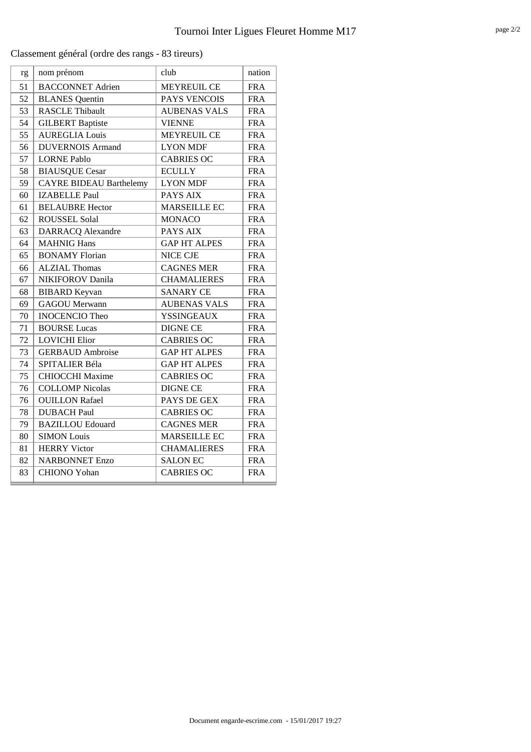# Tournoi Inter Ligues Fleuret Homme M17

Classement général (ordre des rangs - 83 tireurs)

| rg | nom prénom | club | nation |
|---|---|---|---|
| 51 | BACCONNET Adrien | MEYREUIL CE | FRA |
| 52 | BLANES Quentin | PAYS VENCOIS | FRA |
| 53 | RASCLE Thibault | AUBENAS VALS | FRA |
| 54 | GILBERT Baptiste | VIENNE | FRA |
| 55 | AUREGLIA Louis | MEYREUIL CE | FRA |
| 56 | DUVERNOIS Armand | LYON MDF | FRA |
| 57 | LORNE Pablo | CABRIES OC | FRA |
| 58 | BIAUSQUE Cesar | ECULLY | FRA |
| 59 | CAYRE BIDEAU Barthelemy | LYON MDF | FRA |
| 60 | IZABELLE Paul | PAYS AIX | FRA |
| 61 | BELAUBRE Hector | MARSEILLE EC | FRA |
| 62 | ROUSSEL Solal | MONACO | FRA |
| 63 | DARRACQ Alexandre | PAYS AIX | FRA |
| 64 | MAHNIG Hans | GAP HT ALPES | FRA |
| 65 | BONAMY Florian | NICE CJE | FRA |
| 66 | ALZIAL Thomas | CAGNES MER | FRA |
| 67 | NIKIFOROV Danila | CHAMALIERES | FRA |
| 68 | BIBARD Keyvan | SANARY CE | FRA |
| 69 | GAGOU Merwann | AUBENAS VALS | FRA |
| 70 | INOCENCIO Theo | YSSINGEAUX | FRA |
| 71 | BOURSE Lucas | DIGNE CE | FRA |
| 72 | LOVICHI Elior | CABRIES OC | FRA |
| 73 | GERBAUD Ambroise | GAP HT ALPES | FRA |
| 74 | SPITALIER Béla | GAP HT ALPES | FRA |
| 75 | CHIOCCHI Maxime | CABRIES OC | FRA |
| 76 | COLLOMP Nicolas | DIGNE CE | FRA |
| 76 | OUILLON Rafael | PAYS DE GEX | FRA |
| 78 | DUBACH Paul | CABRIES OC | FRA |
| 79 | BAZILLOU Edouard | CAGNES MER | FRA |
| 80 | SIMON Louis | MARSEILLE EC | FRA |
| 81 | HERRY Victor | CHAMALIERES | FRA |
| 82 | NARBONNET Enzo | SALON EC | FRA |
| 83 | CHIONO Yohan | CABRIES OC | FRA |

Document engarde-escrime.com - 15/01/2017 19:27